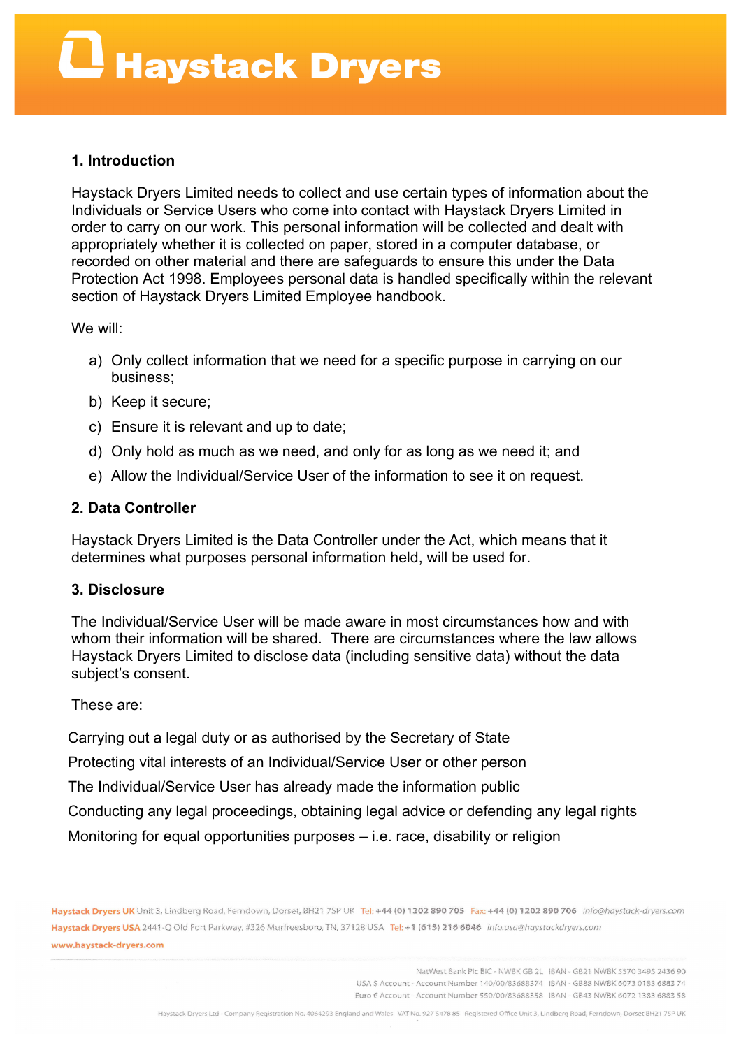## 1. Introduction

Haystack Dryers Limited needs to collect and use certain types of information about the Individuals or Service Users who come into contact with Haystack Dryers Limited in order to carry on our work. This personal information will be collected and dealt with appropriately whether it is collected on paper, stored in a computer database, or recorded on other material and there are safeguards to ensure this under the Data Protection Act 1998. Employees personal data is handled specifically within the relevant section of Haystack Dryers Limited Employee handbook.

We will:

a) Only collect information that we need for a specific purpose in carrying on our business;
b) Keep it secure;
c) Ensure it is relevant and up to date;
d) Only hold as much as we need, and only for as long as we need it; and
e) Allow the Individual/Service User of the information to see it on request.

## 2. Data Controller

Haystack Dryers Limited is the Data Controller under the Act, which means that it determines what purposes personal information held, will be used for.

## 3. Disclosure

The Individual/Service User will be made aware in most circumstances how and with whom their information will be shared. There are circumstances where the law allows Haystack Dryers Limited to disclose data (including sensitive data) without the data subject's consent.

These are:

Carrying out a legal duty or as authorised by the Secretary of State

Protecting vital interests of an Individual/Service User or other person

The Individual/Service User has already made the information public

Conducting any legal proceedings, obtaining legal advice or defending any legal rights

Monitoring for equal opportunities purposes – i.e. race, disability or religion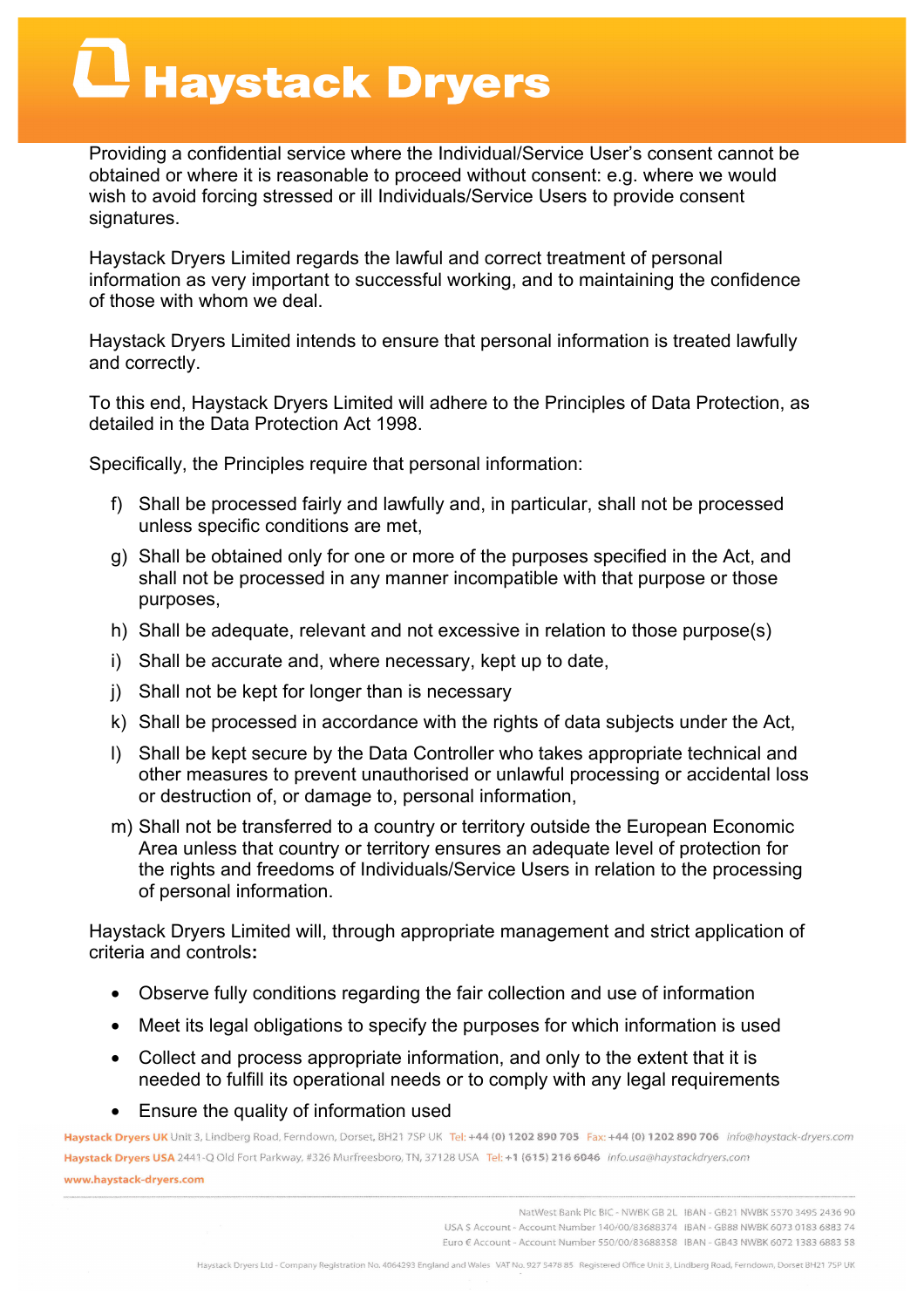Providing a confidential service where the Individual/Service User's consent cannot be obtained or where it is reasonable to proceed without consent: e.g. where we would wish to avoid forcing stressed or ill Individuals/Service Users to provide consent signatures.

Haystack Dryers Limited regards the lawful and correct treatment of personal information as very important to successful working, and to maintaining the confidence of those with whom we deal.

Haystack Dryers Limited intends to ensure that personal information is treated lawfully and correctly.

To this end, Haystack Dryers Limited will adhere to the Principles of Data Protection, as detailed in the Data Protection Act 1998.

Specifically, the Principles require that personal information:

f) Shall be processed fairly and lawfully and, in particular, shall not be processed unless specific conditions are met,

g) Shall be obtained only for one or more of the purposes specified in the Act, and shall not be processed in any manner incompatible with that purpose or those purposes,

h) Shall be adequate, relevant and not excessive in relation to those purpose(s)

i) Shall be accurate and, where necessary, kept up to date,

j) Shall not be kept for longer than is necessary

k) Shall be processed in accordance with the rights of data subjects under the Act,

l) Shall be kept secure by the Data Controller who takes appropriate technical and other measures to prevent unauthorised or unlawful processing or accidental loss or destruction of, or damage to, personal information,

m) Shall not be transferred to a country or territory outside the European Economic Area unless that country or territory ensures an adequate level of protection for the rights and freedoms of Individuals/Service Users in relation to the processing of personal information.

Haystack Dryers Limited will, through appropriate management and strict application of criteria and controls**:**

- Observe fully conditions regarding the fair collection and use of information
- Meet its legal obligations to specify the purposes for which information is used
- Collect and process appropriate information, and only to the extent that it is needed to fulfill its operational needs or to comply with any legal requirements
- Ensure the quality of information used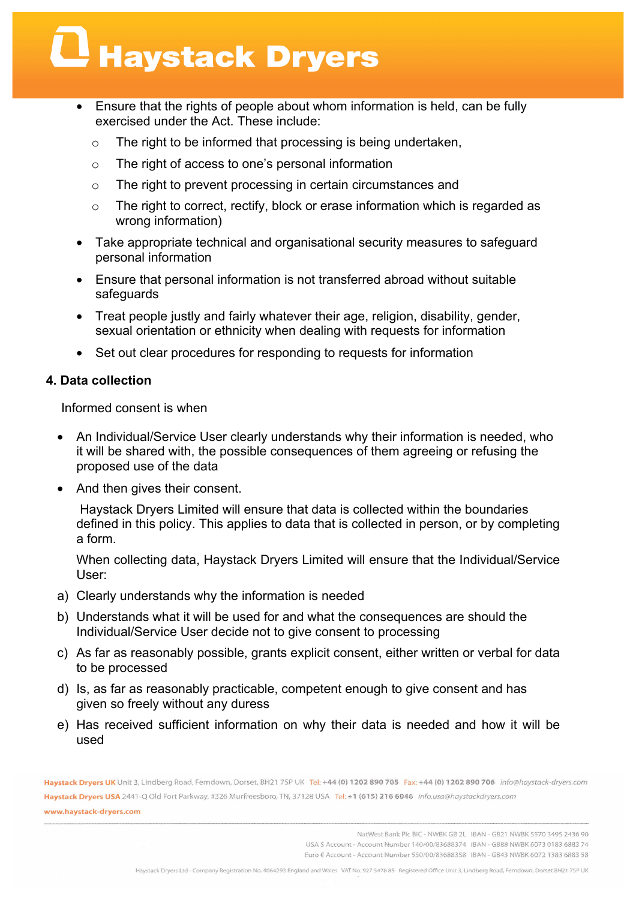- Ensure that the rights of people about whom information is held, can be fully exercised under the Act. These include:
  - The right to be informed that processing is being undertaken,
  - The right of access to one's personal information
  - The right to prevent processing in certain circumstances and
  - The right to correct, rectify, block or erase information which is regarded as wrong information)
- Take appropriate technical and organisational security measures to safeguard personal information
- Ensure that personal information is not transferred abroad without suitable safeguards
- Treat people justly and fairly whatever their age, religion, disability, gender, sexual orientation or ethnicity when dealing with requests for information
- Set out clear procedures for responding to requests for information

**4. Data collection**

Informed consent is when

- An Individual/Service User clearly understands why their information is needed, who it will be shared with, the possible consequences of them agreeing or refusing the proposed use of the data
- And then gives their consent.

  Haystack Dryers Limited will ensure that data is collected within the boundaries defined in this policy. This applies to data that is collected in person, or by completing a form.

  When collecting data, Haystack Dryers Limited will ensure that the Individual/Service User:

a) Clearly understands why the information is needed

b) Understands what it will be used for and what the consequences are should the Individual/Service User decide not to give consent to processing

c) As far as reasonably possible, grants explicit consent, either written or verbal for data to be processed

d) Is, as far as reasonably practicable, competent enough to give consent and has given so freely without any duress

e) Has received sufficient information on why their data is needed and how it will be used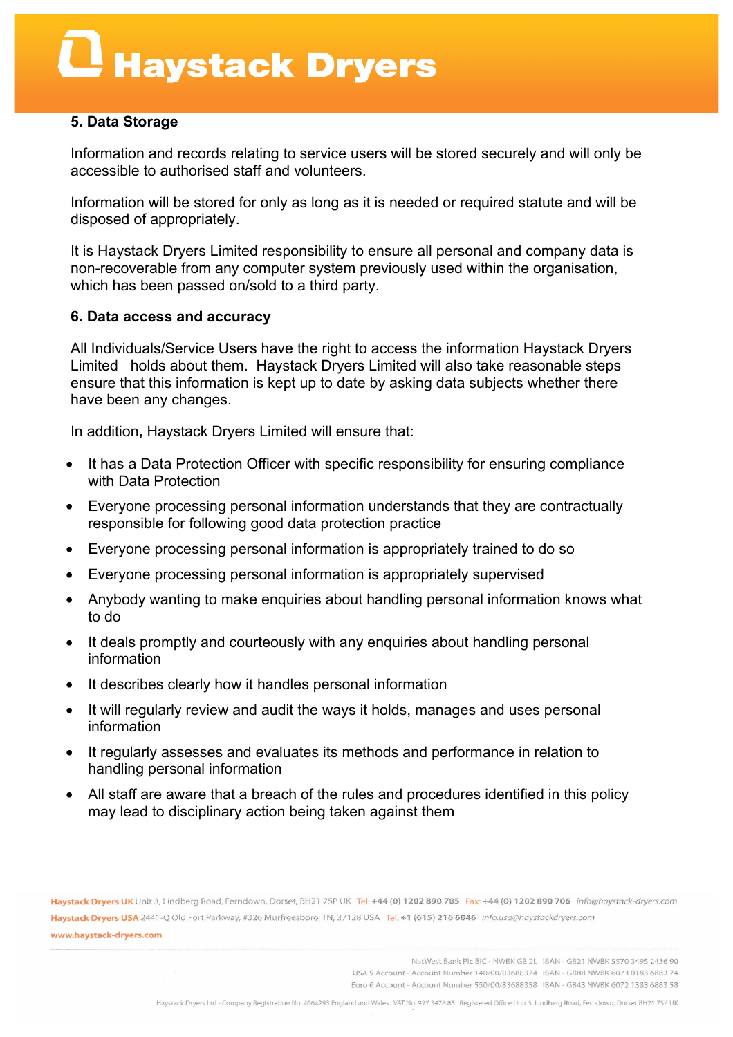### 5. Data Storage

Information and records relating to service users will be stored securely and will only be accessible to authorised staff and volunteers.

Information will be stored for only as long as it is needed or required statute and will be disposed of appropriately.

It is Haystack Dryers Limited responsibility to ensure all personal and company data is non-recoverable from any computer system previously used within the organisation, which has been passed on/sold to a third party.

### 6. Data access and accuracy

All Individuals/Service Users have the right to access the information Haystack Dryers Limited holds about them. Haystack Dryers Limited will also take reasonable steps ensure that this information is kept up to date by asking data subjects whether there have been any changes.

In addition**,** Haystack Dryers Limited will ensure that:

- It has a Data Protection Officer with specific responsibility for ensuring compliance with Data Protection
- Everyone processing personal information understands that they are contractually responsible for following good data protection practice
- Everyone processing personal information is appropriately trained to do so
- Everyone processing personal information is appropriately supervised
- Anybody wanting to make enquiries about handling personal information knows what to do
- It deals promptly and courteously with any enquiries about handling personal information
- It describes clearly how it handles personal information
- It will regularly review and audit the ways it holds, manages and uses personal information
- It regularly assesses and evaluates its methods and performance in relation to handling personal information
- All staff are aware that a breach of the rules and procedures identified in this policy may lead to disciplinary action being taken against them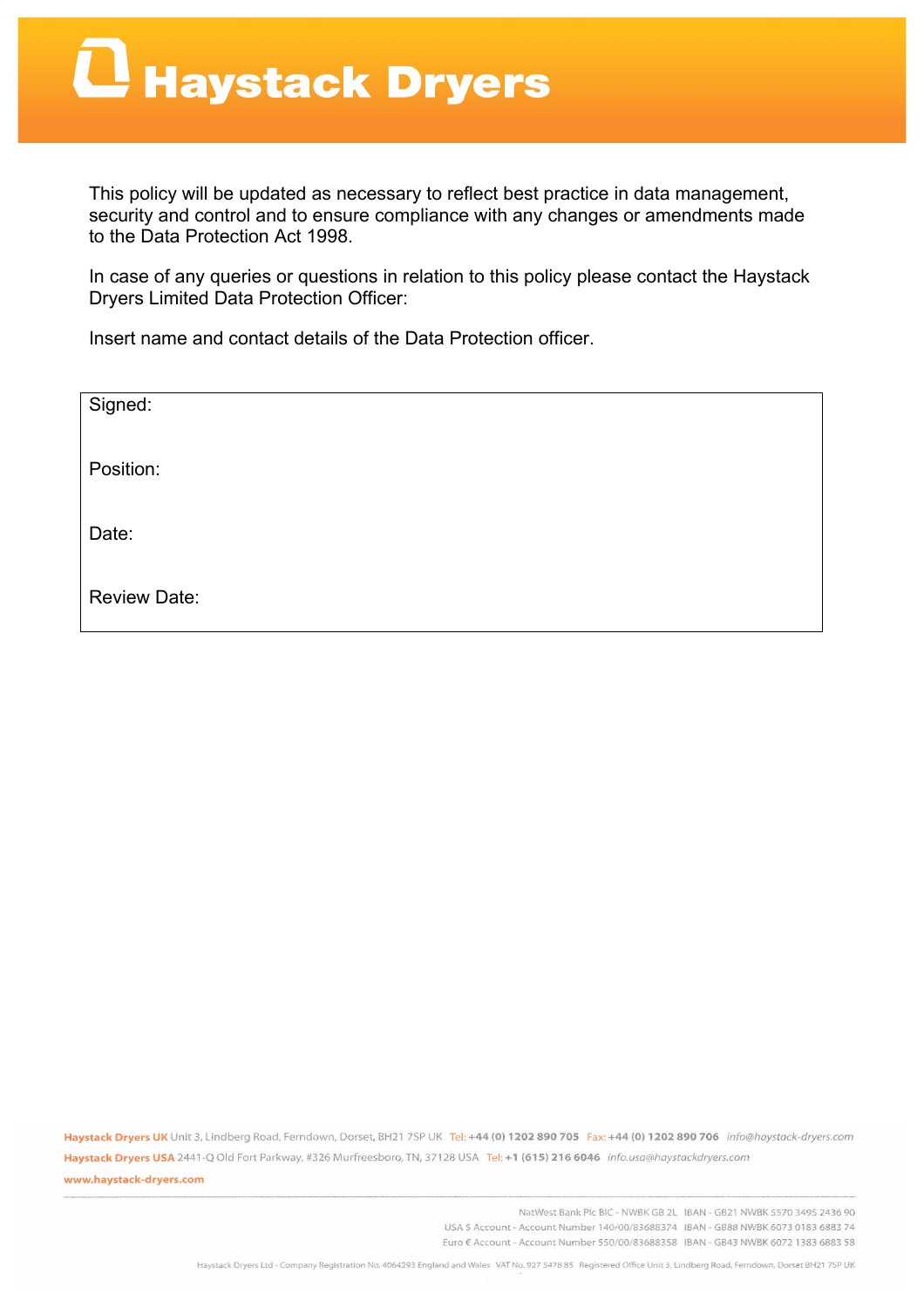This policy will be updated as necessary to reflect best practice in data management, security and control and to ensure compliance with any changes or amendments made to the Data Protection Act 1998.

In case of any queries or questions in relation to this policy please contact the Haystack Dryers Limited Data Protection Officer:

Insert name and contact details of the Data Protection officer.

| Signed: |
|---|
| Position: |
| Date: |
| Review Date: |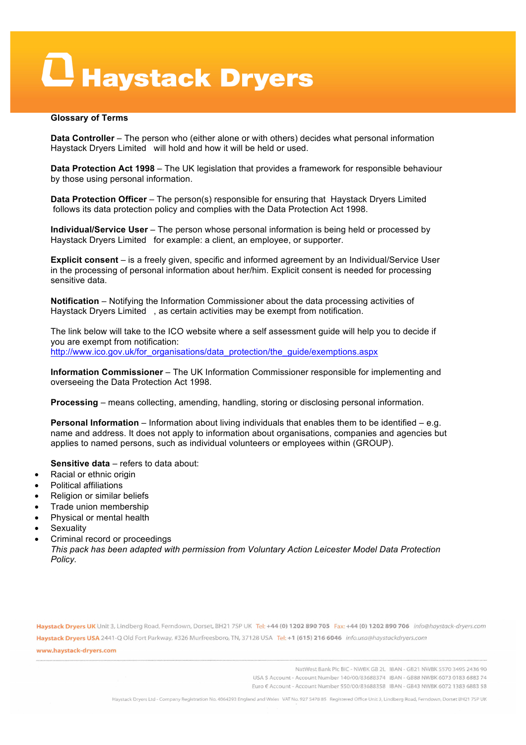**Glossary of Terms**

**Data Controller** – The person who (either alone or with others) decides what personal information Haystack Dryers Limited will hold and how it will be held or used.

**Data Protection Act 1998** – The UK legislation that provides a framework for responsible behaviour by those using personal information.

**Data Protection Officer** – The person(s) responsible for ensuring that Haystack Dryers Limited follows its data protection policy and complies with the Data Protection Act 1998.

**Individual/Service User** – The person whose personal information is being held or processed by Haystack Dryers Limited for example: a client, an employee, or supporter.

**Explicit consent** – is a freely given, specific and informed agreement by an Individual/Service User in the processing of personal information about her/him. Explicit consent is needed for processing sensitive data.

**Notification** – Notifying the Information Commissioner about the data processing activities of Haystack Dryers Limited , as certain activities may be exempt from notification.

The link below will take to the ICO website where a self assessment guide will help you to decide if you are exempt from notification:
http://www.ico.gov.uk/for_organisations/data_protection/the_guide/exemptions.aspx

**Information Commissioner** – The UK Information Commissioner responsible for implementing and overseeing the Data Protection Act 1998.

**Processing** – means collecting, amending, handling, storing or disclosing personal information.

**Personal Information** – Information about living individuals that enables them to be identified – e.g. name and address. It does not apply to information about organisations, companies and agencies but applies to named persons, such as individual volunteers or employees within (GROUP).

**Sensitive data** – refers to data about:

- Racial or ethnic origin
- Political affiliations
- Religion or similar beliefs
- Trade union membership
- Physical or mental health
- Sexuality
- Criminal record or proceedings

*This pack has been adapted with permission from Voluntary Action Leicester Model Data Protection Policy.*